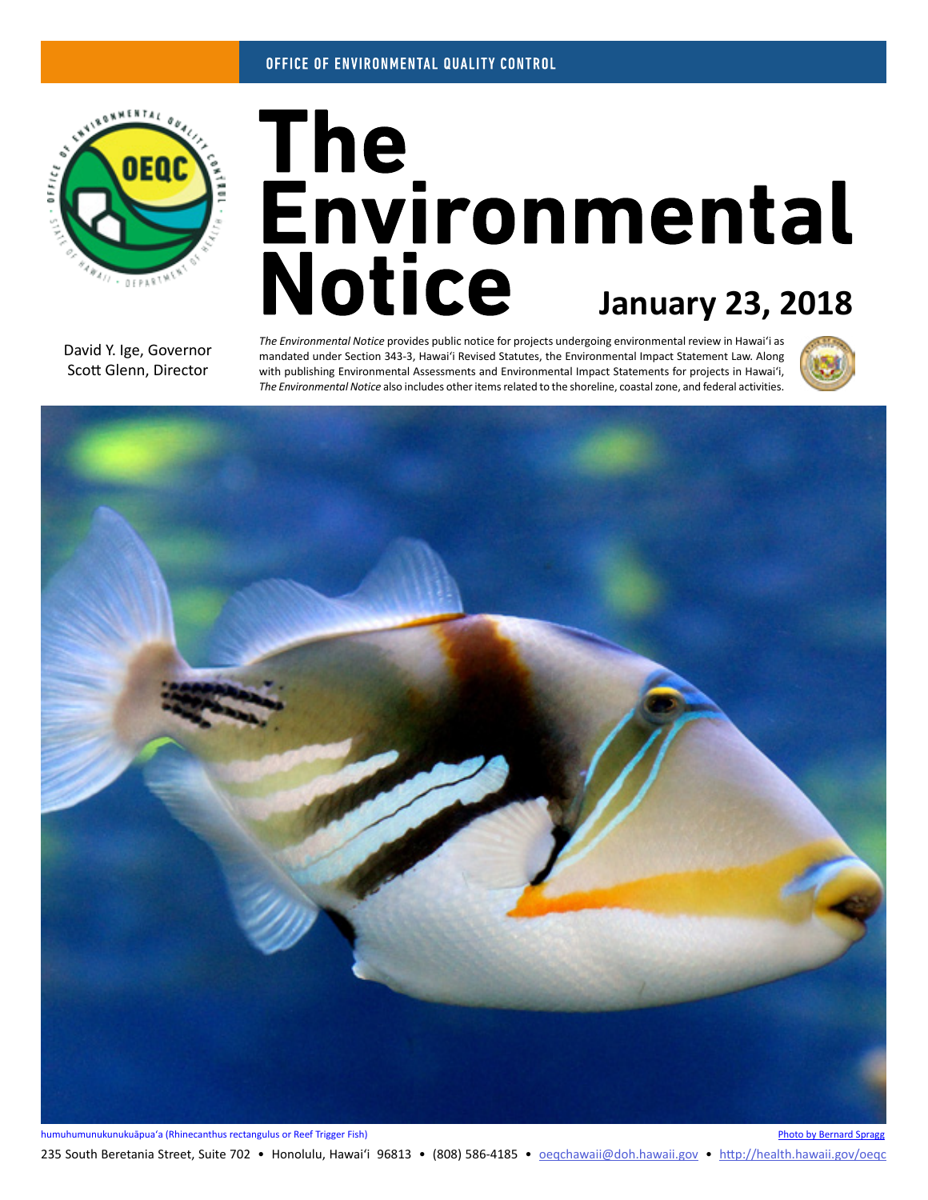OFFICE OF ENVIRONMENTAL QUALITY CONTROL

# The Environmental Notice

## January 23, 2018

David Y. Ige, Governor
Scott Glenn, Director

*The Environmental Notice* provides public notice for projects undergoing environmental review in Hawaiʻi as mandated under Section 343-3, Hawaiʻi Revised Statutes, the Environmental Impact Statement Law. Along with publishing Environmental Assessments and Environmental Impact Statements for projects in Hawaiʻi, *The Environmental Notice* also includes other items related to the shoreline, coastal zone, and federal activities.

humuhumunukunukuāpuaʻa (Rhinecanthus rectangulus or Reef Trigger Fish)

Photo by Bernard Spragg

235 South Beretania Street, Suite 702 • Honolulu, Hawaiʻi 96813 • (808) 586-4185 • oeqchawaii@doh.hawaii.gov • http://health.hawaii.gov/oeqc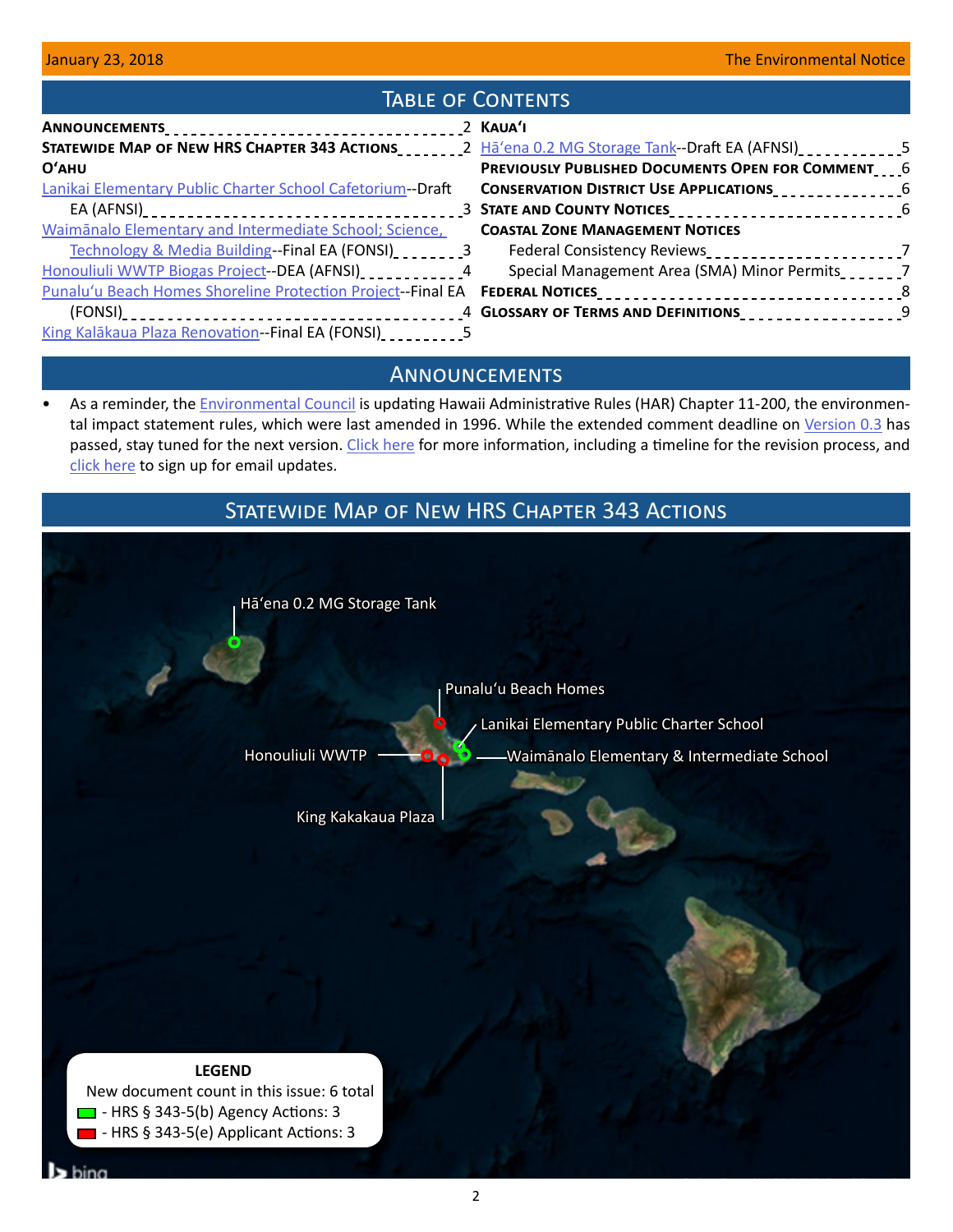## Table of Contents

- **Announcements** — 2
- **Statewide Map of New HRS Chapter 343 Actions** — 2
- **O'ahu**
  - Lanikai Elementary Public Charter School Cafetorium--Draft EA (AFNSI) — 3
  - Waimānalo Elementary and Intermediate School; Science, Technology & Media Building--Final EA (FONSI) — 3
  - Honouliuli WWTP Biogas Project--DEA (AFNSI) — 4
  - Punalu'u Beach Homes Shoreline Protection Project--Final EA (FONSI) — 4
  - King Kalākaua Plaza Renovation--Final EA (FONSI) — 5
- **Kaua'i**
  - Hā'ena 0.2 MG Storage Tank--Draft EA (AFNSI) — 5
- **Previously Published Documents Open for Comment** — 6
- **Conservation District Use Applications** — 6
- **State and County Notices** — 6
- **Coastal Zone Management Notices**
  - Federal Consistency Reviews — 7
  - Special Management Area (SMA) Minor Permits — 7
- **Federal Notices** — 8
- **Glossary of Terms and Definitions** — 9

## Announcements

- As a reminder, the Environmental Council is updating Hawaii Administrative Rules (HAR) Chapter 11-200, the environmental impact statement rules, which were last amended in 1996. While the extended comment deadline on Version 0.3 has passed, stay tuned for the next version. Click here for more information, including a timeline for the revision process, and click here to sign up for email updates.

## Statewide Map of New HRS Chapter 343 Actions

Hā'ena 0.2 MG Storage Tank

Punalu'u Beach Homes

Lanikai Elementary Public Charter School

Honouliuli WWTP

Waimānalo Elementary & Intermediate School

King Kakakaua Plaza

**LEGEND**

New document count in this issue: 6 total

- HRS § 343-5(b) Agency Actions: 3
- HRS § 343-5(e) Applicant Actions: 3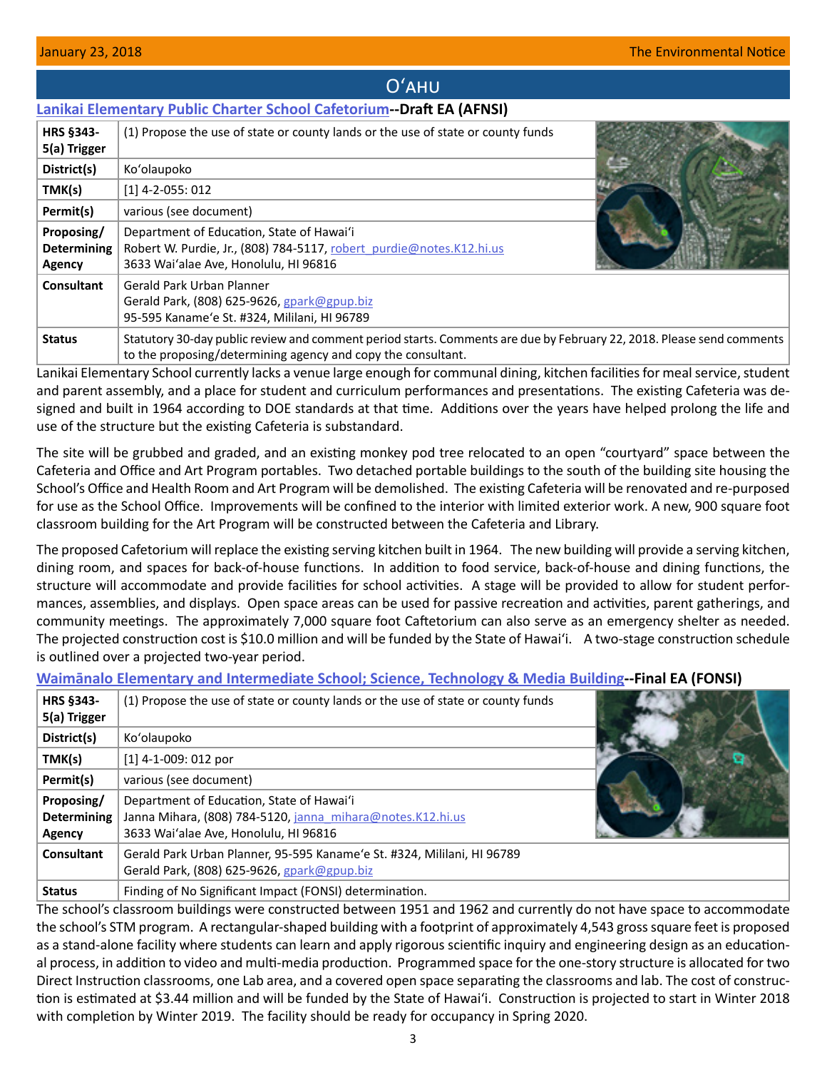## Oʻahu

### Lanikai Elementary Public Charter School Cafetorium--Draft EA (AFNSI)

| | |
|---|---|
| **HRS §343-5(a) Trigger** | (1) Propose the use of state or county lands or the use of state or county funds |
| **District(s)** | Koʻolaupoko |
| **TMK(s)** | [1] 4-2-055: 012 |
| **Permit(s)** | various (see document) |
| **Proposing/ Determining Agency** | Department of Education, State of Hawaiʻi<br>Robert W. Purdie, Jr., (808) 784-5117, robert_purdie@notes.K12.hi.us<br>3633 Waiʻalae Ave, Honolulu, HI 96816 |
| **Consultant** | Gerald Park Urban Planner<br>Gerald Park, (808) 625-9626, gpark@gpup.biz<br>95-595 Kaneme'e St. #324, Mililani, HI 96789 |
| **Status** | Statutory 30-day public review and comment period starts. Comments are due by February 22, 2018. Please send comments to the proposing/determining agency and copy the consultant. |

Lanikai Elementary School currently lacks a venue large enough for communal dining, kitchen facilities for meal service, student and parent assembly, and a place for student and curriculum performances and presentations. The existing Cafeteria was designed and built in 1964 according to DOE standards at that time. Additions over the years have helped prolong the life and use of the structure but the existing Cafeteria is substandard.

The site will be grubbed and graded, and an existing monkey pod tree relocated to an open "courtyard" space between the Cafeteria and Office and Art Program portables. Two detached portable buildings to the south of the building site housing the School's Office and Health Room and Art Program will be demolished. The existing Cafeteria will be renovated and re-purposed for use as the School Office. Improvements will be confined to the interior with limited exterior work. A new, 900 square foot classroom building for the Art Program will be constructed between the Cafeteria and Library.

The proposed Cafetorium will replace the existing serving kitchen built in 1964. The new building will provide a serving kitchen, dining room, and spaces for back-of-house functions. In addition to food service, back-of-house and dining functions, the structure will accommodate and provide facilities for school activities. A stage will be provided to allow for student performances, assemblies, and displays. Open space areas can be used for passive recreation and activities, parent gatherings, and community meetings. The approximately 7,000 square foot Caftetorium can also serve as an emergency shelter as needed. The projected construction cost is $10.0 million and will be funded by the State of Hawaiʻi. A two-stage construction schedule is outlined over a projected two-year period.

### Waimānalo Elementary and Intermediate School; Science, Technology & Media Building--Final EA (FONSI)

| | |
|---|---|
| **HRS §343-5(a) Trigger** | (1) Propose the use of state or county lands or the use of state or county funds |
| **District(s)** | Koʻolaupoko |
| **TMK(s)** | [1] 4-1-009: 012 por |
| **Permit(s)** | various (see document) |
| **Proposing/ Determining Agency** | Department of Education, State of Hawaiʻi<br>Janna Mihara, (808) 784-5120, janna_mihara@notes.K12.hi.us<br>3633 Waiʻalae Ave, Honolulu, HI 96816 |
| **Consultant** | Gerald Park Urban Planner, 95-595 Kaneme'e St. #324, Mililani, HI 96789<br>Gerald Park, (808) 625-9626, gpark@gpup.biz |
| **Status** | Finding of No Significant Impact (FONSI) determination. |

The school's classroom buildings were constructed between 1951 and 1962 and currently do not have space to accommodate the school's STM program. A rectangular-shaped building with a footprint of approximately 4,543 gross square feet is proposed as a stand-alone facility where students can learn and apply rigorous scientific inquiry and engineering design as an educational process, in addition to video and multi-media production. Programmed space for the one-story structure is allocated for two Direct Instruction classrooms, one Lab area, and a covered open space separating the classrooms and lab. The cost of construction is estimated at $3.44 million and will be funded by the State of Hawaiʻi. Construction is projected to start in Winter 2018 with completion by Winter 2019. The facility should be ready for occupancy in Spring 2020.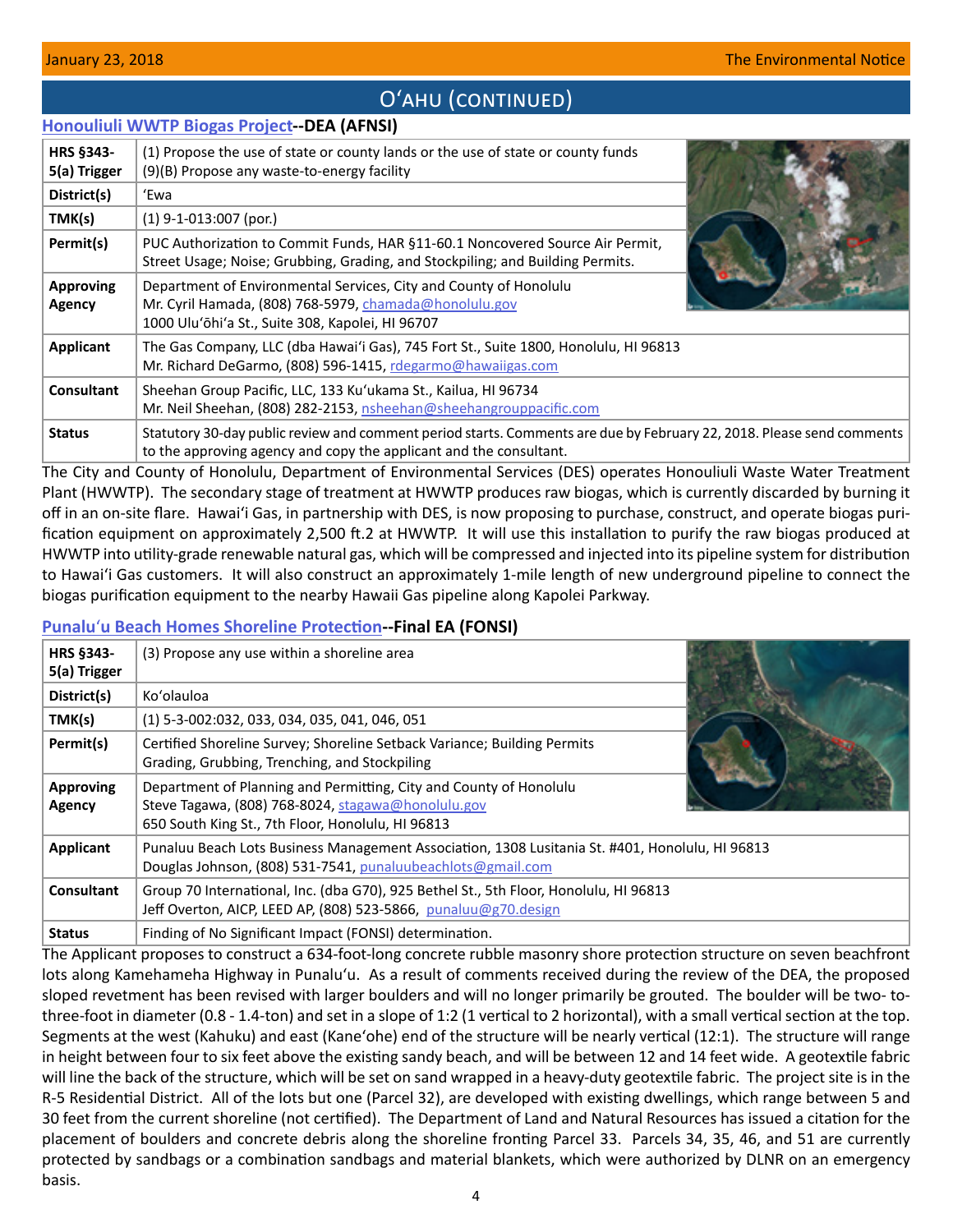## Oʻahu (continued)

### Honouliuli WWTP Biogas Project--DEA (AFNSI)

| | |
|---|---|
| **HRS §343-5(a) Trigger** | (1) Propose the use of state or county lands or the use of state or county funds<br>(9)(B) Propose any waste-to-energy facility |
| **District(s)** | ʻEwa |
| **TMK(s)** | (1) 9-1-013:007 (por.) |
| **Permit(s)** | PUC Authorization to Commit Funds, HAR §11-60.1 Noncovered Source Air Permit, Street Usage; Noise; Grubbing, Grading, and Stockpiling; and Building Permits. |
| **Approving Agency** | Department of Environmental Services, City and County of Honolulu<br>Mr. Cyril Hamada, (808) 768-5979, chamada@honolulu.gov<br>1000 Uluʻōhiʻa St., Suite 308, Kapolei, HI 96707 |
| **Applicant** | The Gas Company, LLC (dba Hawaiʻi Gas), 745 Fort St., Suite 1800, Honolulu, HI 96813<br>Mr. Richard DeGarmo, (808) 596-1415, rdegarmo@hawaiigas.com |
| **Consultant** | Sheehan Group Pacific, LLC, 133 Kuʻukama St., Kailua, HI 96734<br>Mr. Neil Sheehan, (808) 282-2153, nsheehan@sheehangrouppacific.com |
| **Status** | Statutory 30-day public review and comment period starts. Comments are due by February 22, 2018. Please send comments to the approving agency and copy the applicant and the consultant. |

The City and County of Honolulu, Department of Environmental Services (DES) operates Honouliuli Waste Water Treatment Plant (HWWTP). The secondary stage of treatment at HWWTP produces raw biogas, which is currently discarded by burning it off in an on-site flare. Hawaiʻi Gas, in partnership with DES, is now proposing to purchase, construct, and operate biogas purification equipment on approximately 2,500 ft.2 at HWWTP. It will use this installation to purify the raw biogas produced at HWWTP into utility-grade renewable natural gas, which will be compressed and injected into its pipeline system for distribution to Hawaiʻi Gas customers. It will also construct an approximately 1-mile length of new underground pipeline to connect the biogas purification equipment to the nearby Hawaii Gas pipeline along Kapolei Parkway.

### Punaluʻu Beach Homes Shoreline Protection--Final EA (FONSI)

| | |
|---|---|
| **HRS §343-5(a) Trigger** | (3) Propose any use within a shoreline area |
| **District(s)** | Koʻolauloa |
| **TMK(s)** | (1) 5-3-002:032, 033, 034, 035, 041, 046, 051 |
| **Permit(s)** | Certified Shoreline Survey; Shoreline Setback Variance; Building Permits<br>Grading, Grubbing, Trenching, and Stockpiling |
| **Approving Agency** | Department of Planning and Permitting, City and County of Honolulu<br>Steve Tagawa, (808) 768-8024, stagawa@honolulu.gov<br>650 South King St., 7th Floor, Honolulu, HI 96813 |
| **Applicant** | Punaluu Beach Lots Business Management Association, 1308 Lusitania St. #401, Honolulu, HI 96813<br>Douglas Johnson, (808) 531-7541, punaluubeachlots@gmail.com |
| **Consultant** | Group 70 International, Inc. (dba G70), 925 Bethel St., 5th Floor, Honolulu, HI 96813<br>Jeff Overton, AICP, LEED AP, (808) 523-5866, punaluu@g70.design |
| **Status** | Finding of No Significant Impact (FONSI) determination. |

The Applicant proposes to construct a 634-foot-long concrete rubble masonry shore protection structure on seven beachfront lots along Kamehameha Highway in Punaluʻu. As a result of comments received during the review of the DEA, the proposed sloped revetment has been revised with larger boulders and will no longer primarily be grouted. The boulder will be two- to-three-foot in diameter (0.8 - 1.4-ton) and set in a slope of 1:2 (1 vertical to 2 horizontal), with a small vertical section at the top. Segments at the west (Kahuku) and east (Kaneʻohe) end of the structure will be nearly vertical (12:1). The structure will range in height between four to six feet above the existing sandy beach, and will be between 12 and 14 feet wide. A geotextile fabric will line the back of the structure, which will be set on sand wrapped in a heavy-duty geotextile fabric. The project site is in the R-5 Residential District. All of the lots but one (Parcel 32), are developed with existing dwellings, which range between 5 and 30 feet from the current shoreline (not certified). The Department of Land and Natural Resources has issued a citation for the placement of boulders and concrete debris along the shoreline fronting Parcel 33. Parcels 34, 35, 46, and 51 are currently protected by sandbags or a combination sandbags and material blankets, which were authorized by DLNR on an emergency basis.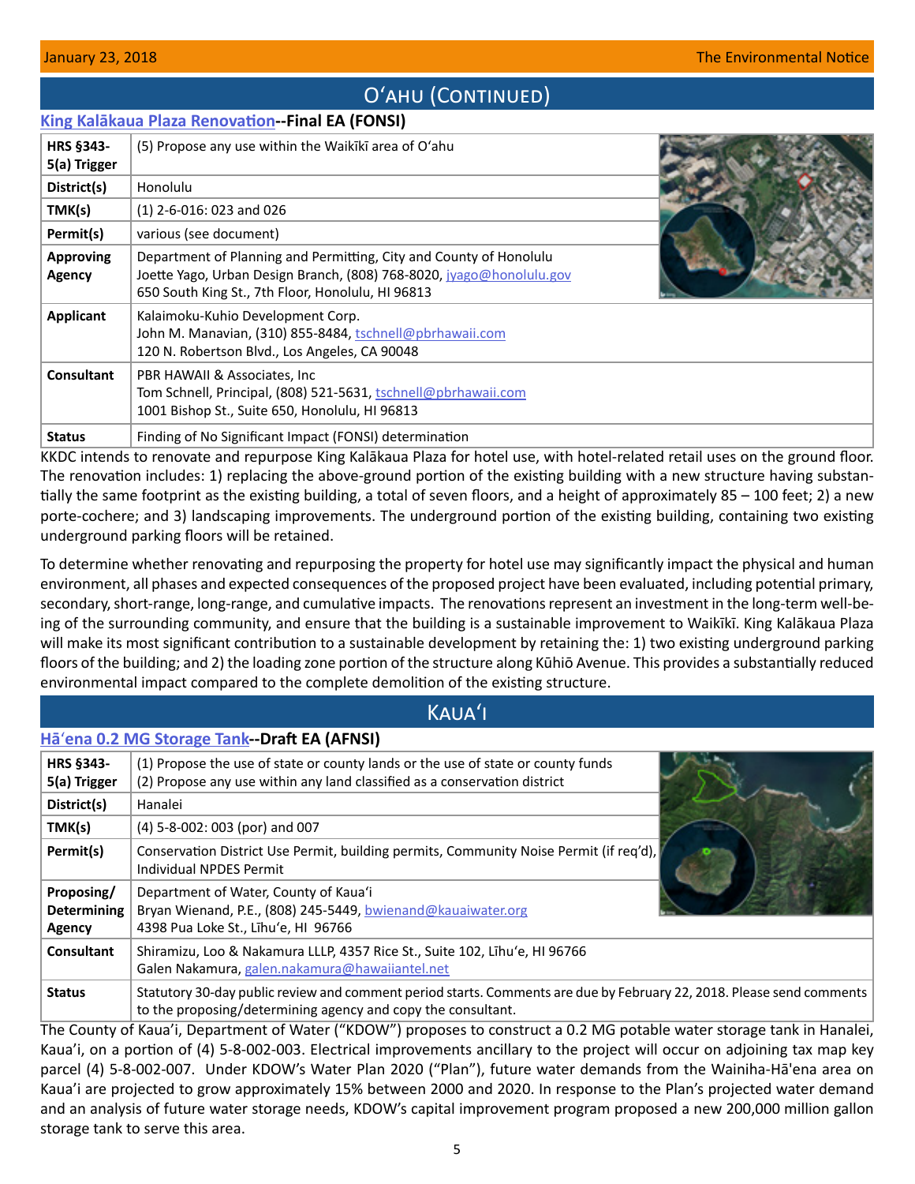# O'ahu (Continued)

## King Kalākaua Plaza Renovation--Final EA (FONSI)

| | |
|---|---|
| HRS §343-5(a) Trigger | (5) Propose any use within the Waikīkī area of O'ahu |
| District(s) | Honolulu |
| TMK(s) | (1) 2-6-016: 023 and 026 |
| Permit(s) | various (see document) |
| Approving Agency | Department of Planning and Permitting, City and County of Honolulu<br>Joette Yago, Urban Design Branch, (808) 768-8020, jyago@honolulu.gov<br>650 South King St., 7th Floor, Honolulu, HI 96813 |
| Applicant | Kalaimoku-Kuhio Development Corp.<br>John M. Manavian, (310) 855-8484, tschnell@pbrhawaii.com<br>120 N. Robertson Blvd., Los Angeles, CA 90048 |
| Consultant | PBR HAWAII & Associates, Inc<br>Tom Schnell, Principal, (808) 521-5631, tschnell@pbrhawaii.com<br>1001 Bishop St., Suite 650, Honolulu, HI 96813 |
| Status | Finding of No Significant Impact (FONSI) determination |

KKDC intends to renovate and repurpose King Kalākaua Plaza for hotel use, with hotel-related retail uses on the ground floor. The renovation includes: 1) replacing the above-ground portion of the existing building with a new structure having substantially the same footprint as the existing building, a total of seven floors, and a height of approximately 85 – 100 feet; 2) a new porte-cochere; and 3) landscaping improvements. The underground portion of the existing building, containing two existing underground parking floors will be retained.

To determine whether renovating and repurposing the property for hotel use may significantly impact the physical and human environment, all phases and expected consequences of the proposed project have been evaluated, including potential primary, secondary, short-range, long-range, and cumulative impacts. The renovations represent an investment in the long-term well-being of the surrounding community, and ensure that the building is a sustainable improvement to Waikīkī. King Kalākaua Plaza will make its most significant contribution to a sustainable development by retaining the: 1) two existing underground parking floors of the building; and 2) the loading zone portion of the structure along Kūhiō Avenue. This provides a substantially reduced environmental impact compared to the complete demolition of the existing structure.

# Kaua'i

## Hā'ena 0.2 MG Storage Tank--Draft EA (AFNSI)

| | |
|---|---|
| HRS §343-5(a) Trigger | (1) Propose the use of state or county lands or the use of state or county funds<br>(2) Propose any use within any land classified as a conservation district |
| District(s) | Hanalei |
| TMK(s) | (4) 5-8-002: 003 (por) and 007 |
| Permit(s) | Conservation District Use Permit, building permits, Community Noise Permit (if req'd), Individual NPDES Permit |
| Proposing/ Determining Agency | Department of Water, County of Kaua'i<br>Bryan Wienand, P.E., (808) 245-5449, bwienand@kauaiwater.org<br>4398 Pua Loke St., Līhu'e, HI 96766 |
| Consultant | Shiramizu, Loo & Nakamura LLLP, 4357 Rice St., Suite 102, Līhu'e, HI 96766<br>Galen Nakamura, galen.nakamura@hawaiiantel.net |
| Status | Statutory 30-day public review and comment period starts. Comments are due by February 22, 2018. Please send comments to the proposing/determining agency and copy the consultant. |

The County of Kaua'i, Department of Water ("KDOW") proposes to construct a 0.2 MG potable water storage tank in Hanalei, Kaua'i, on a portion of (4) 5-8-002-003. Electrical improvements ancillary to the project will occur on adjoining tax map key parcel (4) 5-8-002-007. Under KDOW's Water Plan 2020 ("Plan"), future water demands from the Wainiha-Hā'ena area on Kaua'i are projected to grow approximately 15% between 2000 and 2020. In response to the Plan's projected water demand and an analysis of future water storage needs, KDOW's capital improvement program proposed a new 200,000 million gallon storage tank to serve this area.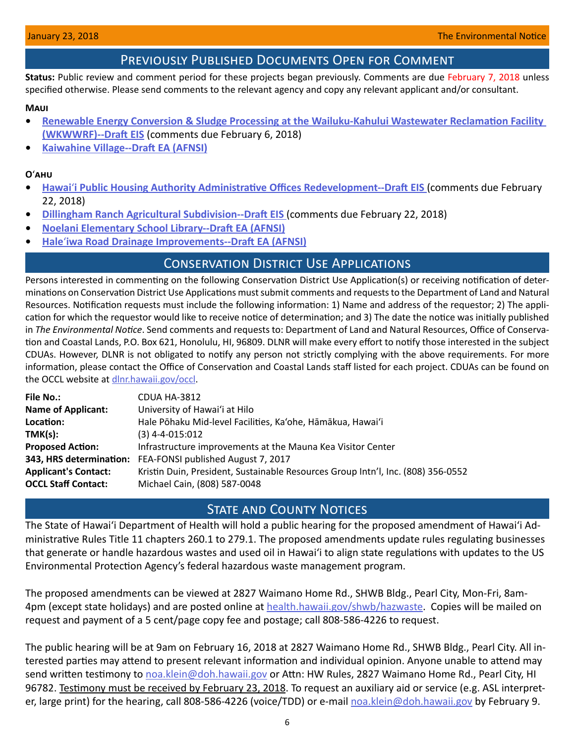## Previously Published Documents Open for Comment

**Status:** Public review and comment period for these projects began previously. Comments are due February 7, 2018 unless specified otherwise. Please send comments to the relevant agency and copy any relevant applicant and/or consultant.

### Maui

- **Renewable Energy Conversion & Sludge Processing at the Wailuku-Kahului Wastewater Reclamation Facility (WKWWRF)--Draft EIS** (comments due February 6, 2018)
- **Kaiwahine Village--Draft EA (AFNSI)**

### O'ahu

- **Hawai'i Public Housing Authority Administrative Offices Redevelopment--Draft EIS** (comments due February 22, 2018)
- **Dillingham Ranch Agricultural Subdivision--Draft EIS** (comments due February 22, 2018)
- **Noelani Elementary School Library--Draft EA (AFNSI)**
- **Hale'iwa Road Drainage Improvements--Draft EA (AFNSI)**

## Conservation District Use Applications

Persons interested in commenting on the following Conservation District Use Application(s) or receiving notification of determinations on Conservation District Use Applications must submit comments and requests to the Department of Land and Natural Resources. Notification requests must include the following information: 1) Name and address of the requestor; 2) The application for which the requestor would like to receive notice of determination; and 3) The date the notice was initially published in *The Environmental Notice*. Send comments and requests to: Department of Land and Natural Resources, Office of Conservation and Coastal Lands, P.O. Box 621, Honolulu, HI, 96809. DLNR will make every effort to notify those interested in the subject CDUAs. However, DLNR is not obligated to notify any person not strictly complying with the above requirements. For more information, please contact the Office of Conservation and Coastal Lands staff listed for each project. CDUAs can be found on the OCCL website at dlnr.hawaii.gov/occl.

| | |
|---|---|
| **File No.:** | CDUA HA-3812 |
| **Name of Applicant:** | University of Hawai'i at Hilo |
| **Location:** | Hale Pōhaku Mid-level Facilities, Ka'ohe, Hāmākua, Hawai'i |
| **TMK(s):** | (3) 4-4-015:012 |
| **Proposed Action:** | Infrastructure improvements at the Mauna Kea Visitor Center |
| **343, HRS determination:** | FEA-FONSI published August 7, 2017 |
| **Applicant's Contact:** | Kristin Duin, President, Sustainable Resources Group Intn'l, Inc. (808) 356-0552 |
| **OCCL Staff Contact:** | Michael Cain, (808) 587-0048 |

## State and County Notices

The State of Hawai'i Department of Health will hold a public hearing for the proposed amendment of Hawai'i Administrative Rules Title 11 chapters 260.1 to 279.1. The proposed amendments update rules regulating businesses that generate or handle hazardous wastes and used oil in Hawai'i to align state regulations with updates to the US Environmental Protection Agency's federal hazardous waste management program.

The proposed amendments can be viewed at 2827 Waimano Home Rd., SHWB Bldg., Pearl City, Mon-Fri, 8am-4pm (except state holidays) and are posted online at health.hawaii.gov/shwb/hazwaste. Copies will be mailed on request and payment of a 5 cent/page copy fee and postage; call 808-586-4226 to request.

The public hearing will be at 9am on February 16, 2018 at 2827 Waimano Home Rd., SHWB Bldg., Pearl City. All interested parties may attend to present relevant information and individual opinion. Anyone unable to attend may send written testimony to noa.klein@doh.hawaii.gov or Attn: HW Rules, 2827 Waimano Home Rd., Pearl City, HI 96782. Testimony must be received by February 23, 2018. To request an auxiliary aid or service (e.g. ASL interpreter, large print) for the hearing, call 808-586-4226 (voice/TDD) or e-mail noa.klein@doh.hawaii.gov by February 9.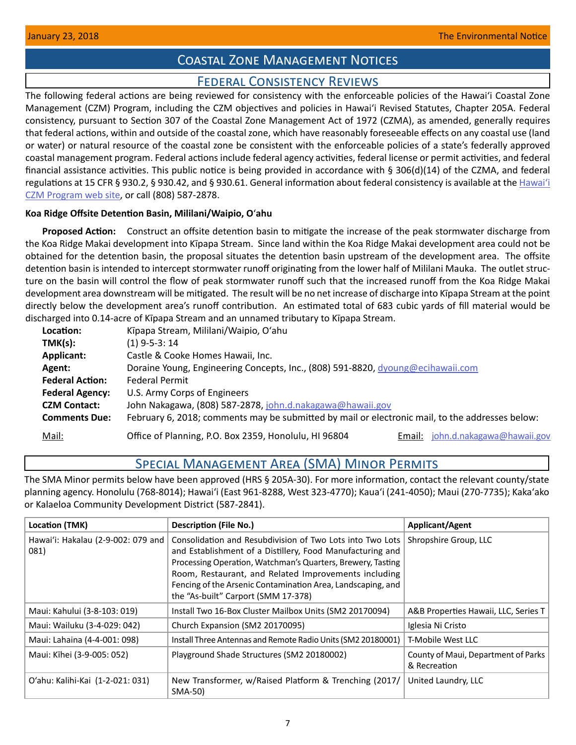# Coastal Zone Management Notices

## Federal Consistency Reviews

The following federal actions are being reviewed for consistency with the enforceable policies of the Hawaiʻi Coastal Zone Management (CZM) Program, including the CZM objectives and policies in Hawaiʻi Revised Statutes, Chapter 205A. Federal consistency, pursuant to Section 307 of the Coastal Zone Management Act of 1972 (CZMA), as amended, generally requires that federal actions, within and outside of the coastal zone, which have reasonably foreseeable effects on any coastal use (land or water) or natural resource of the coastal zone be consistent with the enforceable policies of a state's federally approved coastal management program. Federal actions include federal agency activities, federal license or permit activities, and federal financial assistance activities. This public notice is being provided in accordance with § 306(d)(14) of the CZMA, and federal regulations at 15 CFR § 930.2, § 930.42, and § 930.61. General information about federal consistency is available at the Hawaiʻi CZM Program web site, or call (808) 587-2878.

### Koa Ridge Offsite Detention Basin, Mililani/Waipio, Oʻahu

**Proposed Action:** Construct an offsite detention basin to mitigate the increase of the peak stormwater discharge from the Koa Ridge Makai development into Kīpapa Stream. Since land within the Koa Ridge Makai development area could not be obtained for the detention basin, the proposal situates the detention basin upstream of the development area. The offsite detention basin is intended to intercept stormwater runoff originating from the lower half of Mililani Mauka. The outlet structure on the basin will control the flow of peak stormwater runoff such that the increased runoff from the Koa Ridge Makai development area downstream will be mitigated. The result will be no net increase of discharge into Kīpapa Stream at the point directly below the development area's runoff contribution. An estimated total of 683 cubic yards of fill material would be discharged into 0.14-acre of Kīpapa Stream and an unnamed tributary to Kīpapa Stream.

**Location:** Kīpapa Stream, Mililani/Waipio, Oʻahu
**TMK(s):** (1) 9-5-3: 14
**Applicant:** Castle & Cooke Homes Hawaii, Inc.
**Agent:** Doraine Young, Engineering Concepts, Inc., (808) 591-8820, dyoung@ecihawaii.com
**Federal Action:** Federal Permit
**Federal Agency:** U.S. Army Corps of Engineers
**CZM Contact:** John Nakagawa, (808) 587-2878, john.d.nakagawa@hawaii.gov
**Comments Due:** February 6, 2018; comments may be submitted by mail or electronic mail, to the addresses below:

Mail: Office of Planning, P.O. Box 2359, Honolulu, HI 96804 — Email: john.d.nakagawa@hawaii.gov

## Special Management Area (SMA) Minor Permits

The SMA Minor permits below have been approved (HRS § 205A-30). For more information, contact the relevant county/state planning agency. Honolulu (768-8014); Hawaiʻi (East 961-8288, West 323-4770); Kauaʻi (241-4050); Maui (270-7735); Kakaʻako or Kalaeloa Community Development District (587-2841).

| Location (TMK) | Description (File No.) | Applicant/Agent |
|---|---|---|
| Hawaiʻi: Hakalau (2-9-002: 079 and 081) | Consolidation and Resubdivision of Two Lots into Two Lots and Establishment of a Distillery, Food Manufacturing and Processing Operation, Watchman's Quarters, Brewery, Tasting Room, Restaurant, and Related Improvements including Fencing of the Arsenic Contamination Area, Landscaping, and the "As-built" Carport (SMM 17-378) | Shropshire Group, LLC |
| Maui: Kahului (3-8-103: 019) | Install Two 16-Box Cluster Mailbox Units (SM2 20170094) | A&B Properties Hawaii, LLC, Series T |
| Maui: Wailuku (3-4-029: 042) | Church Expansion (SM2 20170095) | Iglesia Ni Cristo |
| Maui: Lahaina (4-4-001: 098) | Install Three Antennas and Remote Radio Units (SM2 20180001) | T-Mobile West LLC |
| Maui: Kīhei (3-9-005: 052) | Playground Shade Structures (SM2 20180002) | County of Maui, Department of Parks & Recreation |
| Oʻahu: Kalihi-Kai (1-2-021: 031) | New Transformer, w/Raised Platform & Trenching (2017/SMA-50) | United Laundry, LLC |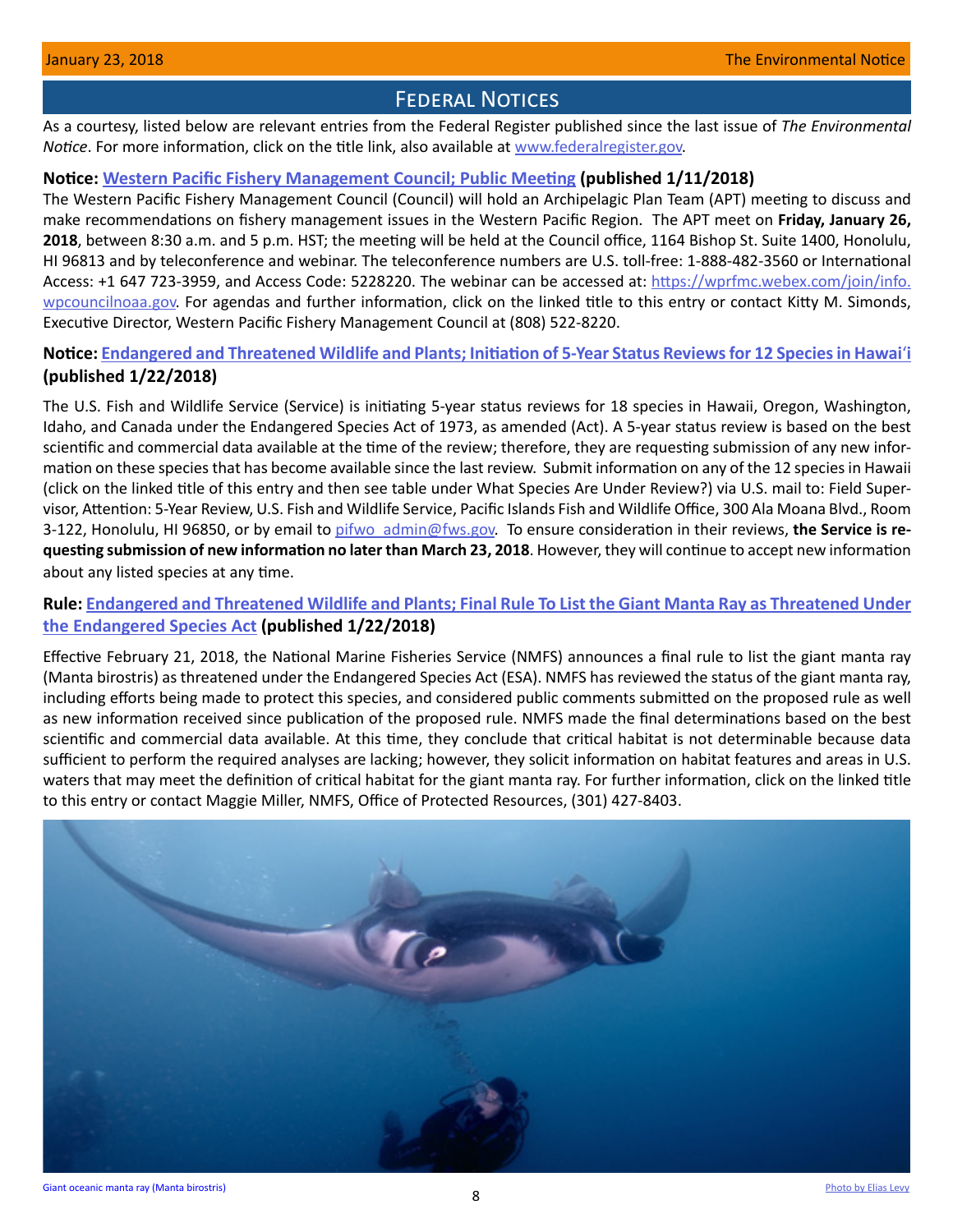## Federal Notices

As a courtesy, listed below are relevant entries from the Federal Register published since the last issue of *The Environmental Notice*. For more information, click on the title link, also available at www.federalregister.gov.

**Notice: Western Pacific Fishery Management Council; Public Meeting (published 1/11/2018)**

The Western Pacific Fishery Management Council (Council) will hold an Archipelagic Plan Team (APT) meeting to discuss and make recommendations on fishery management issues in the Western Pacific Region. The APT meet on **Friday, January 26, 2018**, between 8:30 a.m. and 5 p.m. HST; the meeting will be held at the Council office, 1164 Bishop St. Suite 1400, Honolulu, HI 96813 and by teleconference and webinar. The teleconference numbers are U.S. toll-free: 1-888-482-3560 or International Access: +1 647 723-3959, and Access Code: 5228220. The webinar can be accessed at: https://wprfmc.webex.com/join/info.wpcouncilnoaa.gov. For agendas and further information, click on the linked title to this entry or contact Kitty M. Simonds, Executive Director, Western Pacific Fishery Management Council at (808) 522-8220.

**Notice: Endangered and Threatened Wildlife and Plants; Initiation of 5-Year Status Reviews for 12 Species in Hawaiʻi (published 1/22/2018)**

The U.S. Fish and Wildlife Service (Service) is initiating 5-year status reviews for 18 species in Hawaii, Oregon, Washington, Idaho, and Canada under the Endangered Species Act of 1973, as amended (Act). A 5-year status review is based on the best scientific and commercial data available at the time of the review; therefore, they are requesting submission of any new information on these species that has become available since the last review. Submit information on any of the 12 species in Hawaii (click on the linked title of this entry and then see table under What Species Are Under Review?) via U.S. mail to: Field Supervisor, Attention: 5-Year Review, U.S. Fish and Wildlife Service, Pacific Islands Fish and Wildlife Office, 300 Ala Moana Blvd., Room 3-122, Honolulu, HI 96850, or by email to pifwo_admin@fws.gov. To ensure consideration in their reviews, **the Service is requesting submission of new information no later than March 23, 2018**. However, they will continue to accept new information about any listed species at any time.

**Rule: Endangered and Threatened Wildlife and Plants; Final Rule To List the Giant Manta Ray as Threatened Under the Endangered Species Act (published 1/22/2018)**

Effective February 21, 2018, the National Marine Fisheries Service (NMFS) announces a final rule to list the giant manta ray (Manta birostris) as threatened under the Endangered Species Act (ESA). NMFS has reviewed the status of the giant manta ray, including efforts being made to protect this species, and considered public comments submitted on the proposed rule as well as new information received since publication of the proposed rule. NMFS made the final determinations based on the best scientific and commercial data available. At this time, they conclude that critical habitat is not determinable because data sufficient to perform the required analyses are lacking; however, they solicit information on habitat features and areas in U.S. waters that may meet the definition of critical habitat for the giant manta ray. For further information, click on the linked title to this entry or contact Maggie Miller, NMFS, Office of Protected Resources, (301) 427-8403.

Giant oceanic manta ray (Manta birostris)

Photo by Elias Levy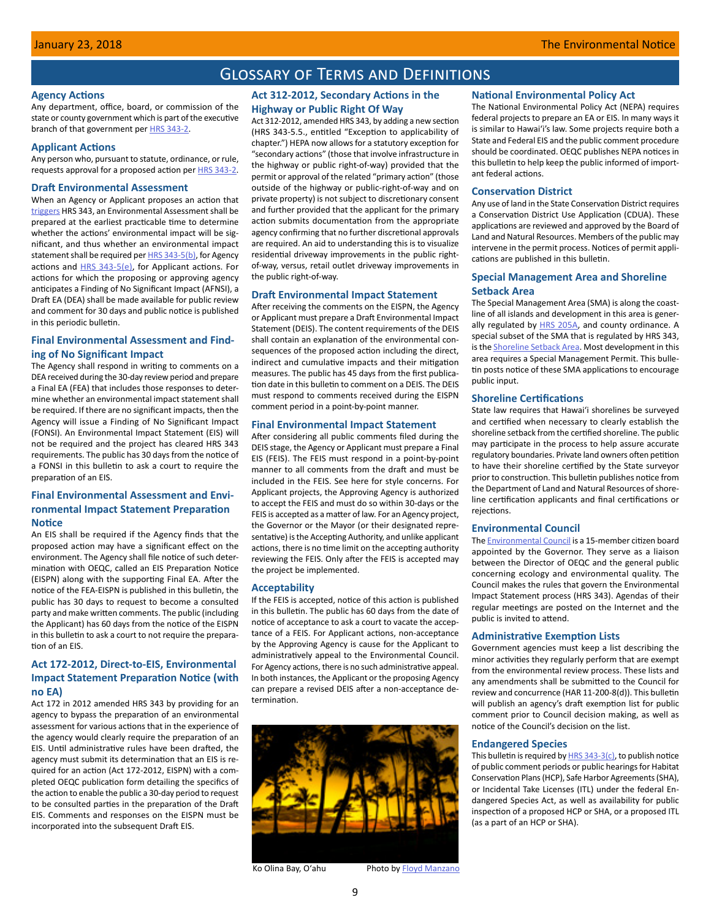# Glossary of Terms and Definitions

## Agency Actions

Any department, office, board, or commission of the state or county government which is part of the executive branch of that government per HRS 343-2.

## Applicant Actions

Any person who, pursuant to statute, ordinance, or rule, requests approval for a proposed action per HRS 343-2.

## Draft Environmental Assessment

When an Agency or Applicant proposes an action that triggers HRS 343, an Environmental Assessment shall be prepared at the earliest practicable time to determine whether the actions' environmental impact will be significant, and thus whether an environmental impact statement shall be required per HRS 343-5(b), for Agency actions and HRS 343-5(e), for Applicant actions. For actions for which the proposing or approving agency anticipates a Finding of No Significant Impact (AFNSI), a Draft EA (DEA) shall be made available for public review and comment for 30 days and public notice is published in this periodic bulletin.

## Final Environmental Assessment and Finding of No Significant Impact

The Agency shall respond in writing to comments on a DEA received during the 30-day review period and prepare a Final EA (FEA) that includes those responses to determine whether an environmental impact statement shall be required. If there are no significant impacts, then the Agency will issue a Finding of No Significant Impact (FONSI). An Environmental Impact Statement (EIS) will not be required and the project has cleared HRS 343 requirements. The public has 30 days from the notice of a FONSI in this bulletin to ask a court to require the preparation of an EIS.

## Final Environmental Assessment and Environmental Impact Statement Preparation Notice

An EIS shall be required if the Agency finds that the proposed action may have a significant effect on the environment. The Agency shall file notice of such determination with OEQC, called an EIS Preparation Notice (EISPN) along with the supporting Final EA. After the notice of the FEA-EISPN is published in this bulletin, the public has 30 days to request to become a consulted party and make written comments. The public (including the Applicant) has 60 days from the notice of the EISPN in this bulletin to ask a court to not require the preparation of an EIS.

## Act 172-2012, Direct-to-EIS, Environmental Impact Statement Preparation Notice (with no EA)

Act 172 in 2012 amended HRS 343 by providing for an agency to bypass the preparation of an environmental assessment for various actions that in the experience of the agency would clearly require the preparation of an EIS. Until administrative rules have been drafted, the agency must submit its determination that an EIS is required for an action (Act 172-2012, EISPN) with a completed OEQC publication form detailing the specifics of the action to enable the public a 30-day period to request to be consulted parties in the preparation of the Draft EIS. Comments and responses on the EISPN must be incorporated into the subsequent Draft EIS.

## Act 312-2012, Secondary Actions in the Highway or Public Right Of Way

Act 312-2012, amended HRS 343, by adding a new section (HRS 343-5.5., entitled "Exception to applicability of chapter.") HEPA now allows for a statutory exception for "secondary actions" (those that involve infrastructure in the highway or public right-of-way) provided that the permit or approval of the related "primary action" (those outside of the highway or public-right-of-way and on private property) is not subject to discretionary consent and further provided that the applicant for the primary action submits documentation from the appropriate agency confirming that no further discretional approvals are required. An aid to understanding this is to visualize residential driveway improvements in the public right-of-way, versus, retail outlet driveway improvements in the public right-of-way.

## Draft Environmental Impact Statement

After receiving the comments on the EISPN, the Agency or Applicant must prepare a Draft Environmental Impact Statement (DEIS). The content requirements of the DEIS shall contain an explanation of the environmental consequences of the proposed action including the direct, indirect and cumulative impacts and their mitigation measures. The public has 45 days from the first publication date in this bulletin to comment on a DEIS. The DEIS must respond to comments received during the EISPN comment period in a point-by-point manner.

## Final Environmental Impact Statement

After considering all public comments filed during the DEIS stage, the Agency or Applicant must prepare a Final EIS (FEIS). The FEIS must respond in a point-by-point manner to all comments from the draft and must be included in the FEIS. See here for style concerns. For Applicant projects, the Approving Agency is authorized to accept the FEIS and must do so within 30-days or the FEIS is accepted as a matter of law. For an Agency project, the Governor or the Mayor (or their designated representative) is the Accepting Authority, and unlike applicant actions, there is no time limit on the accepting authority reviewing the FEIS. Only after the FEIS is accepted may the project be implemented.

## Acceptability

If the FEIS is accepted, notice of this action is published in this bulletin. The public has 60 days from the date of notice of acceptance to ask a court to vacate the acceptance of a FEIS. For Applicant actions, non-acceptance by the Approving Agency is cause for the Applicant to administratively appeal to the Environmental Council. For Agency actions, there is no such administrative appeal. In both instances, the Applicant or the proposing Agency can prepare a revised DEIS after a non-acceptance determination.

Ko Olina Bay, O'ahu Photo by Floyd Manzano

## National Environmental Policy Act

The National Environmental Policy Act (NEPA) requires federal projects to prepare an EA or EIS. In many ways it is similar to Hawai'i's law. Some projects require both a State and Federal EIS and the public comment procedure should be coordinated. OEQC publishes NEPA notices in this bulletin to help keep the public informed of important federal actions.

## Conservation District

Any use of land in the State Conservation District requires a Conservation District Use Application (CDUA). These applications are reviewed and approved by the Board of Land and Natural Resources. Members of the public may intervene in the permit process. Notices of permit applications are published in this bulletin.

## Special Management Area and Shoreline Setback Area

The Special Management Area (SMA) is along the coastline of all islands and development in this area is generally regulated by HRS 205A, and county ordinance. A special subset of the SMA that is regulated by HRS 343, is the Shoreline Setback Area. Most development in this area requires a Special Management Permit. This bulletin posts notice of these SMA applications to encourage public input.

## Shoreline Certifications

State law requires that Hawai'i shorelines be surveyed and certified when necessary to clearly establish the shoreline setback from the certified shoreline. The public may participate in the process to help assure accurate regulatory boundaries. Private land owners often petition to have their shoreline certified by the State surveyor prior to construction. This bulletin publishes notice from the Department of Land and Natural Resources of shoreline certification applicants and final certifications or rejections.

## Environmental Council

The Environmental Council is a 15-member citizen board appointed by the Governor. They serve as a liaison between the Director of OEQC and the general public concerning ecology and environmental quality. The Council makes the rules that govern the Environmental Impact Statement process (HRS 343). Agendas of their regular meetings are posted on the Internet and the public is invited to attend.

## Administrative Exemption Lists

Government agencies must keep a list describing the minor activities they regularly perform that are exempt from the environmental review process. These lists and any amendments shall be submitted to the Council for review and concurrence (HAR 11-200-8(d)). This bulletin will publish an agency's draft exemption list for public comment prior to Council decision making, as well as notice of the Council's decision on the list.

## Endangered Species

This bulletin is required by HRS 343-3(c), to publish notice of public comment periods or public hearings for Habitat Conservation Plans (HCP), Safe Harbor Agreements (SHA), or Incidental Take Licenses (ITL) under the federal Endangered Species Act, as well as availability for public inspection of a proposed HCP or SHA, or a proposed ITL (as a part of an HCP or SHA).